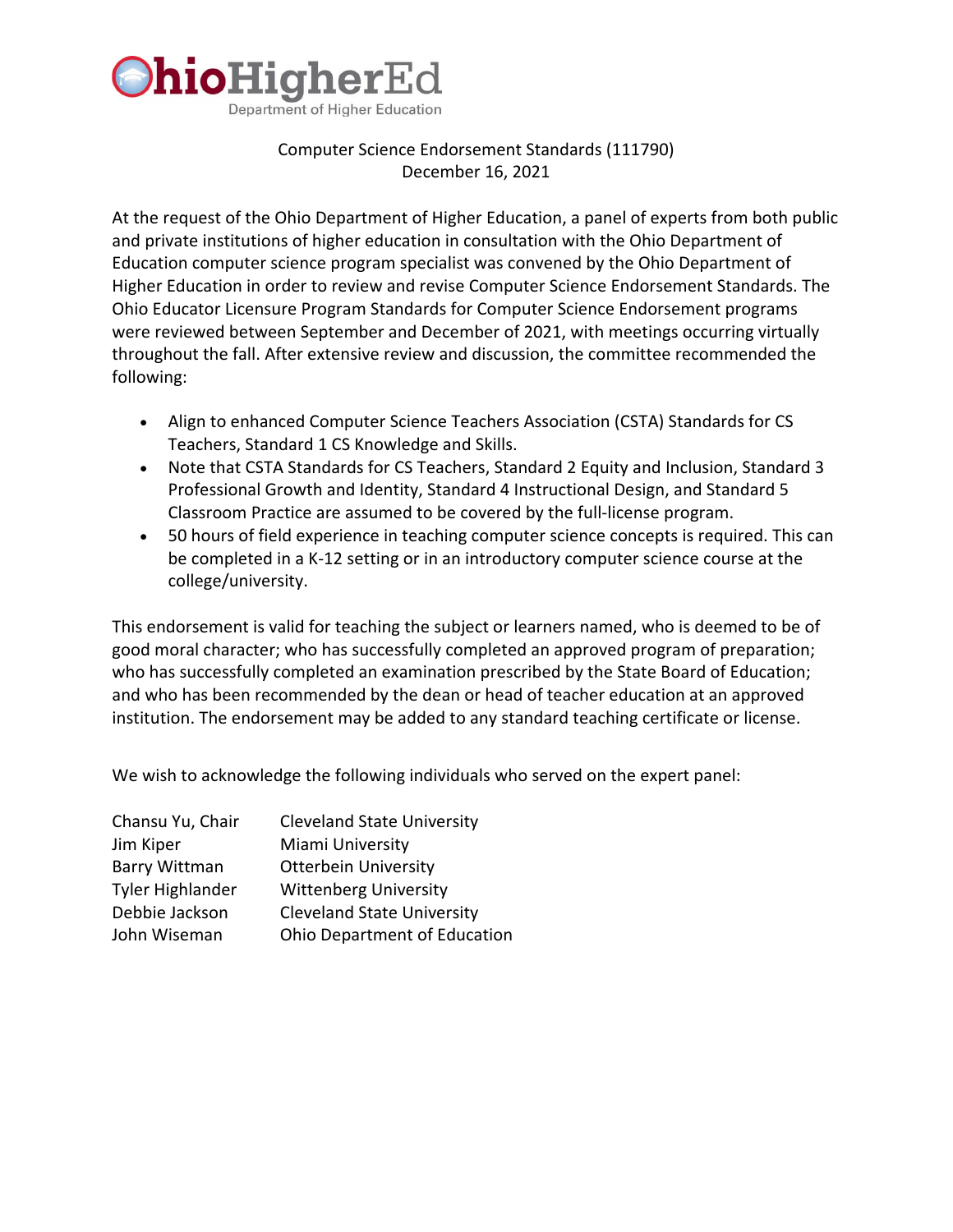Ohio Higher Ed
Department of Higher Education

Computer Science Endorsement Standards (111790)
December 16, 2021

At the request of the Ohio Department of Higher Education, a panel of experts from both public and private institutions of higher education in consultation with the Ohio Department of Education computer science program specialist was convened by the Ohio Department of Higher Education in order to review and revise Computer Science Endorsement Standards. The Ohio Educator Licensure Program Standards for Computer Science Endorsement programs were reviewed between September and December of 2021, with meetings occurring virtually throughout the fall. After extensive review and discussion, the committee recommended the following:

- Align to enhanced Computer Science Teachers Association (CSTA) Standards for CS Teachers, Standard 1 CS Knowledge and Skills.
- Note that CSTA Standards for CS Teachers, Standard 2 Equity and Inclusion, Standard 3 Professional Growth and Identity, Standard 4 Instructional Design, and Standard 5 Classroom Practice are assumed to be covered by the full-license program.
- 50 hours of field experience in teaching computer science concepts is required. This can be completed in a K-12 setting or in an introductory computer science course at the college/university.

This endorsement is valid for teaching the subject or learners named, who is deemed to be of good moral character; who has successfully completed an approved program of preparation; who has successfully completed an examination prescribed by the State Board of Education; and who has been recommended by the dean or head of teacher education at an approved institution. The endorsement may be added to any standard teaching certificate or license.

We wish to acknowledge the following individuals who served on the expert panel:

| | |
|---|---|
| Chansu Yu, Chair | Cleveland State University |
| Jim Kiper | Miami University |
| Barry Wittman | Otterbein University |
| Tyler Highlander | Wittenberg University |
| Debbie Jackson | Cleveland State University |
| John Wiseman | Ohio Department of Education |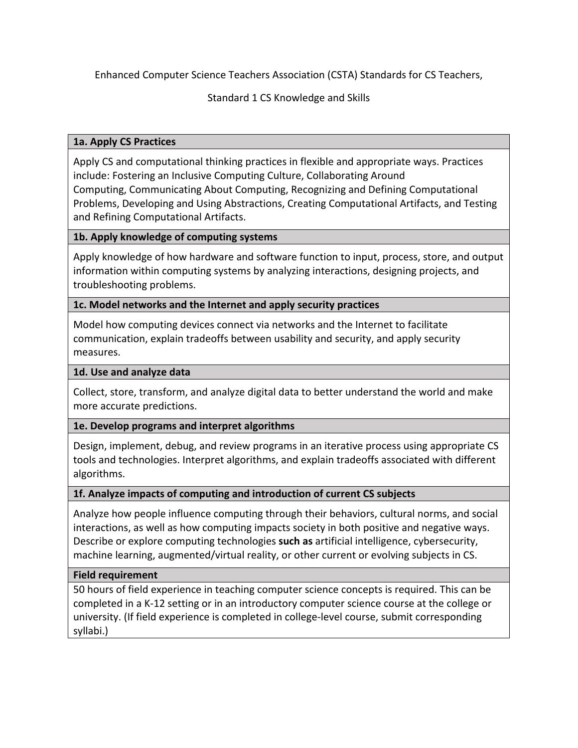Enhanced Computer Science Teachers Association (CSTA) Standards for CS Teachers,

Standard 1 CS Knowledge and Skills

| |
|---|
| **1a. Apply CS Practices** |
| Apply CS and computational thinking practices in flexible and appropriate ways. Practices include: Fostering an Inclusive Computing Culture, Collaborating Around Computing, Communicating About Computing, Recognizing and Defining Computational Problems, Developing and Using Abstractions, Creating Computational Artifacts, and Testing and Refining Computational Artifacts. |
| **1b. Apply knowledge of computing systems** |
| Apply knowledge of how hardware and software function to input, process, store, and output information within computing systems by analyzing interactions, designing projects, and troubleshooting problems. |
| **1c. Model networks and the Internet and apply security practices** |
| Model how computing devices connect via networks and the Internet to facilitate communication, explain tradeoffs between usability and security, and apply security measures. |
| **1d. Use and analyze data** |
| Collect, store, transform, and analyze digital data to better understand the world and make more accurate predictions. |
| **1e. Develop programs and interpret algorithms** |
| Design, implement, debug, and review programs in an iterative process using appropriate CS tools and technologies. Interpret algorithms, and explain tradeoffs associated with different algorithms. |
| **1f. Analyze impacts of computing and introduction of current CS subjects** |
| Analyze how people influence computing through their behaviors, cultural norms, and social interactions, as well as how computing impacts society in both positive and negative ways. Describe or explore computing technologies **such as** artificial intelligence, cybersecurity, machine learning, augmented/virtual reality, or other current or evolving subjects in CS. |
| **Field requirement** |
| 50 hours of field experience in teaching computer science concepts is required. This can be completed in a K-12 setting or in an introductory computer science course at the college or university. (If field experience is completed in college-level course, submit corresponding syllabi.) |